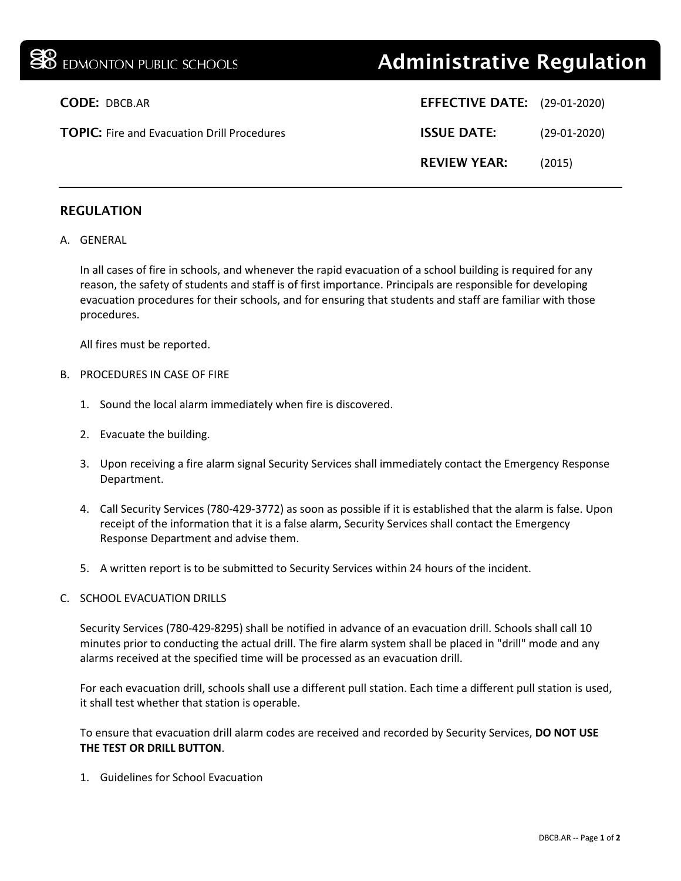EDMONTON PUBLIC SCHOOLS

# Administrative Regulation

**CODE:** DBCB.AR

**TOPIC:** Fire and Evacuation Drill Procedures

**EFFECTIVE DATE:** (29-01-2020)

**ISSUE DATE:** (29-01-2020)

**REVIEW YEAR:** (2015)

## REGULATION

A. GENERAL

In all cases of fire in schools, and whenever the rapid evacuation of a school building is required for any reason, the safety of students and staff is of first importance. Principals are responsible for developing evacuation procedures for their schools, and for ensuring that students and staff are familiar with those procedures.

All fires must be reported.

B. PROCEDURES IN CASE OF FIRE

1. Sound the local alarm immediately when fire is discovered.
2. Evacuate the building.
3. Upon receiving a fire alarm signal Security Services shall immediately contact the Emergency Response Department.
4. Call Security Services (780-429-3772) as soon as possible if it is established that the alarm is false. Upon receipt of the information that it is a false alarm, Security Services shall contact the Emergency Response Department and advise them.
5. A written report is to be submitted to Security Services within 24 hours of the incident.

C. SCHOOL EVACUATION DRILLS

Security Services (780-429-8295) shall be notified in advance of an evacuation drill. Schools shall call 10 minutes prior to conducting the actual drill. The fire alarm system shall be placed in "drill" mode and any alarms received at the specified time will be processed as an evacuation drill.

For each evacuation drill, schools shall use a different pull station. Each time a different pull station is used, it shall test whether that station is operable.

To ensure that evacuation drill alarm codes are received and recorded by Security Services, **DO NOT USE THE TEST OR DRILL BUTTON**.

1. Guidelines for School Evacuation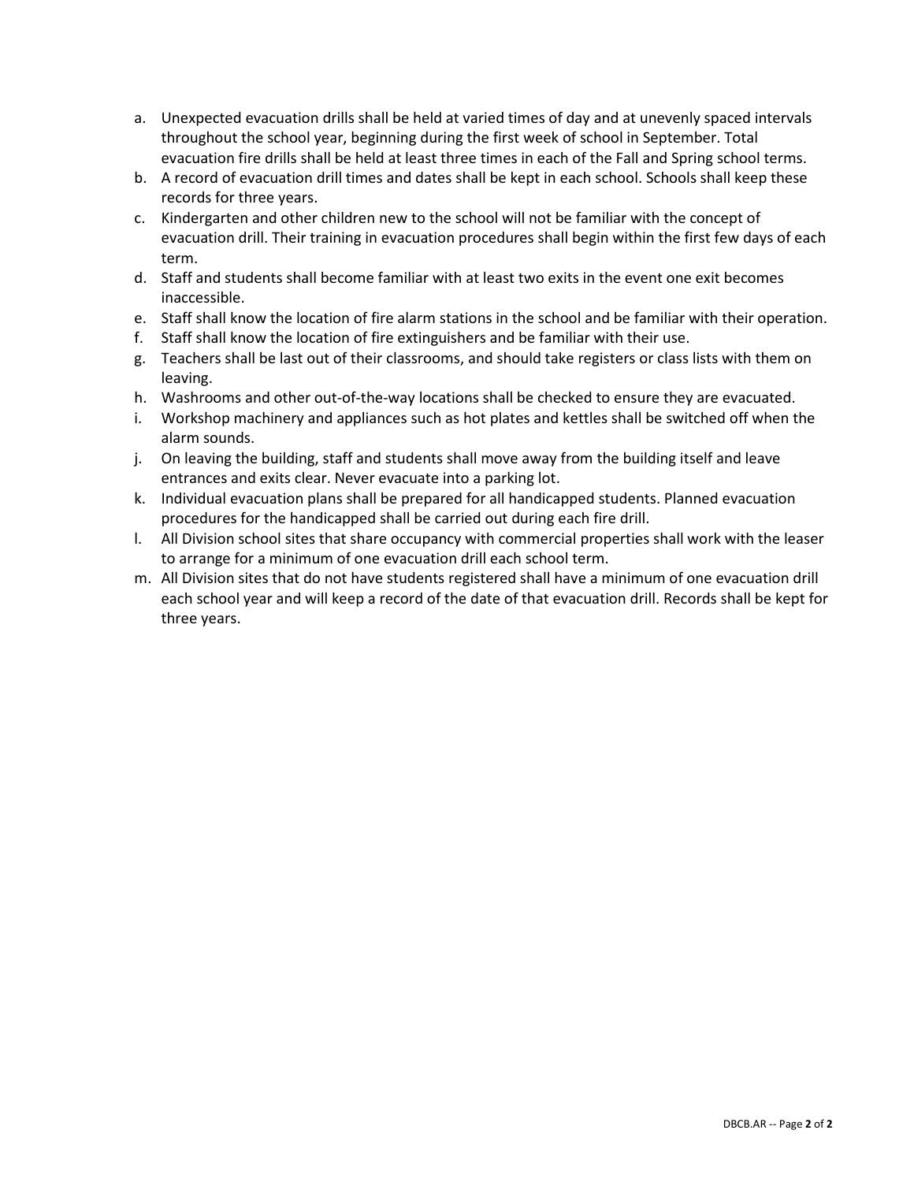a. Unexpected evacuation drills shall be held at varied times of day and at unevenly spaced intervals throughout the school year, beginning during the first week of school in September. Total evacuation fire drills shall be held at least three times in each of the Fall and Spring school terms.
b. A record of evacuation drill times and dates shall be kept in each school. Schools shall keep these records for three years.
c. Kindergarten and other children new to the school will not be familiar with the concept of evacuation drill. Their training in evacuation procedures shall begin within the first few days of each term.
d. Staff and students shall become familiar with at least two exits in the event one exit becomes inaccessible.
e. Staff shall know the location of fire alarm stations in the school and be familiar with their operation.
f. Staff shall know the location of fire extinguishers and be familiar with their use.
g. Teachers shall be last out of their classrooms, and should take registers or class lists with them on leaving.
h. Washrooms and other out-of-the-way locations shall be checked to ensure they are evacuated.
i. Workshop machinery and appliances such as hot plates and kettles shall be switched off when the alarm sounds.
j. On leaving the building, staff and students shall move away from the building itself and leave entrances and exits clear. Never evacuate into a parking lot.
k. Individual evacuation plans shall be prepared for all handicapped students. Planned evacuation procedures for the handicapped shall be carried out during each fire drill.
l. All Division school sites that share occupancy with commercial properties shall work with the leaser to arrange for a minimum of one evacuation drill each school term.
m. All Division sites that do not have students registered shall have a minimum of one evacuation drill each school year and will keep a record of the date of that evacuation drill. Records shall be kept for three years.